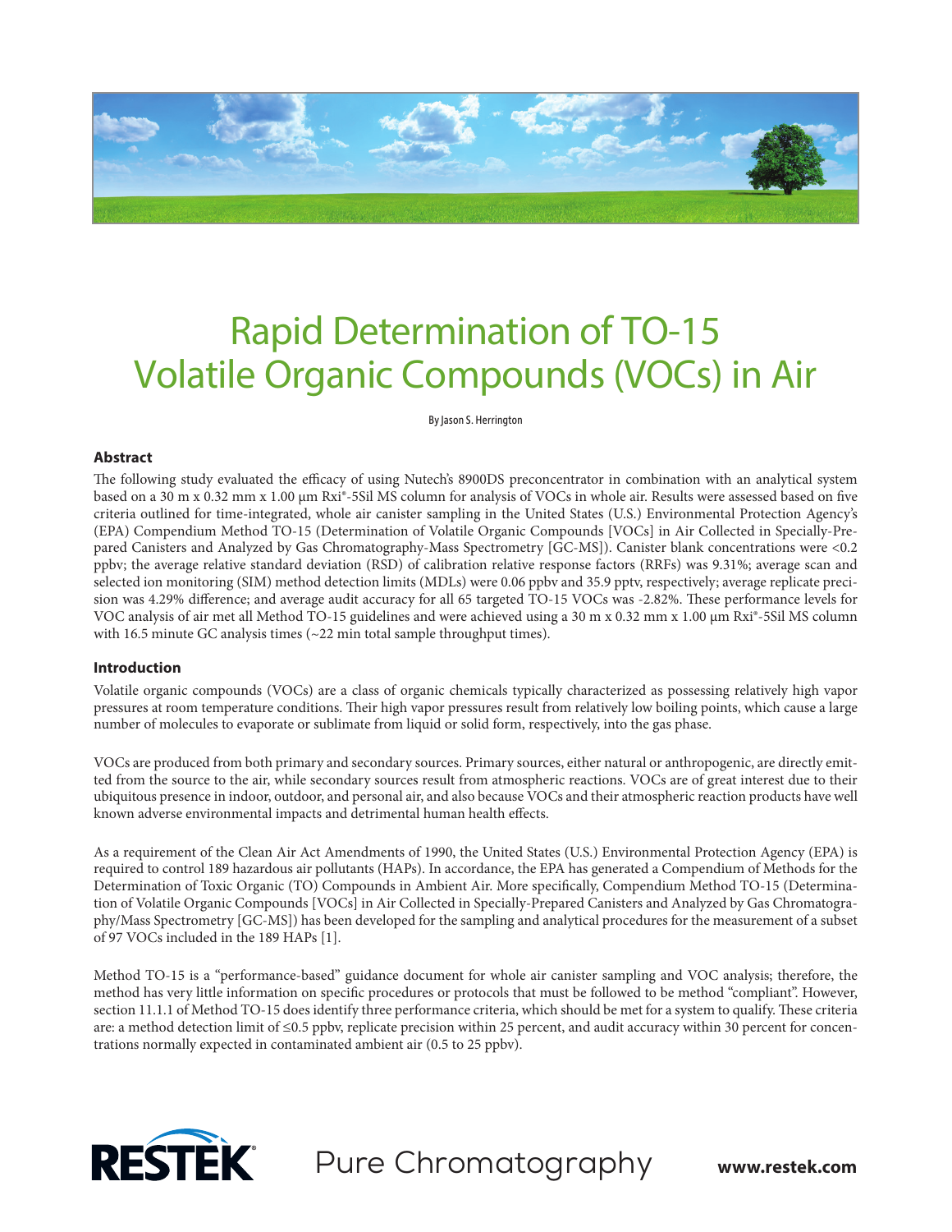# Rapid Determination of TO-15 Volatile Organic Compounds (VOCs) in Air

By Jason S. Herrington

## Abstract

The following study evaluated the efficacy of using Nutech's 8900DS preconcentrator in combination with an analytical system based on a 30 m x 0.32 mm x 1.00 µm Rxi®-5Sil MS column for analysis of VOCs in whole air. Results were assessed based on five criteria outlined for time-integrated, whole air canister sampling in the United States (U.S.) Environmental Protection Agency's (EPA) Compendium Method TO-15 (Determination of Volatile Organic Compounds [VOCs] in Air Collected in Specially-Prepared Canisters and Analyzed by Gas Chromatography-Mass Spectrometry [GC-MS]). Canister blank concentrations were <0.2 ppbv; the average relative standard deviation (RSD) of calibration relative response factors (RRFs) was 9.31%; average scan and selected ion monitoring (SIM) method detection limits (MDLs) were 0.06 ppbv and 35.9 pptv, respectively; average replicate precision was 4.29% difference; and average audit accuracy for all 65 targeted TO-15 VOCs was -2.82%. These performance levels for VOC analysis of air met all Method TO-15 guidelines and were achieved using a 30 m x 0.32 mm x 1.00 µm Rxi®-5Sil MS column with 16.5 minute GC analysis times (~22 min total sample throughput times).

## Introduction

Volatile organic compounds (VOCs) are a class of organic chemicals typically characterized as possessing relatively high vapor pressures at room temperature conditions. Their high vapor pressures result from relatively low boiling points, which cause a large number of molecules to evaporate or sublimate from liquid or solid form, respectively, into the gas phase.

VOCs are produced from both primary and secondary sources. Primary sources, either natural or anthropogenic, are directly emitted from the source to the air, while secondary sources result from atmospheric reactions. VOCs are of great interest due to their ubiquitous presence in indoor, outdoor, and personal air, and also because VOCs and their atmospheric reaction products have well known adverse environmental impacts and detrimental human health effects.

As a requirement of the Clean Air Act Amendments of 1990, the United States (U.S.) Environmental Protection Agency (EPA) is required to control 189 hazardous air pollutants (HAPs). In accordance, the EPA has generated a Compendium of Methods for the Determination of Toxic Organic (TO) Compounds in Ambient Air. More specifically, Compendium Method TO-15 (Determination of Volatile Organic Compounds [VOCs] in Air Collected in Specially-Prepared Canisters and Analyzed by Gas Chromatography/Mass Spectrometry [GC-MS]) has been developed for the sampling and analytical procedures for the measurement of a subset of 97 VOCs included in the 189 HAPs [1].

Method TO-15 is a "performance-based" guidance document for whole air canister sampling and VOC analysis; therefore, the method has very little information on specific procedures or protocols that must be followed to be method "compliant". However, section 11.1.1 of Method TO-15 does identify three performance criteria, which should be met for a system to qualify. These criteria are: a method detection limit of ≤0.5 ppbv, replicate precision within 25 percent, and audit accuracy within 30 percent for concentrations normally expected in contaminated ambient air (0.5 to 25 ppbv).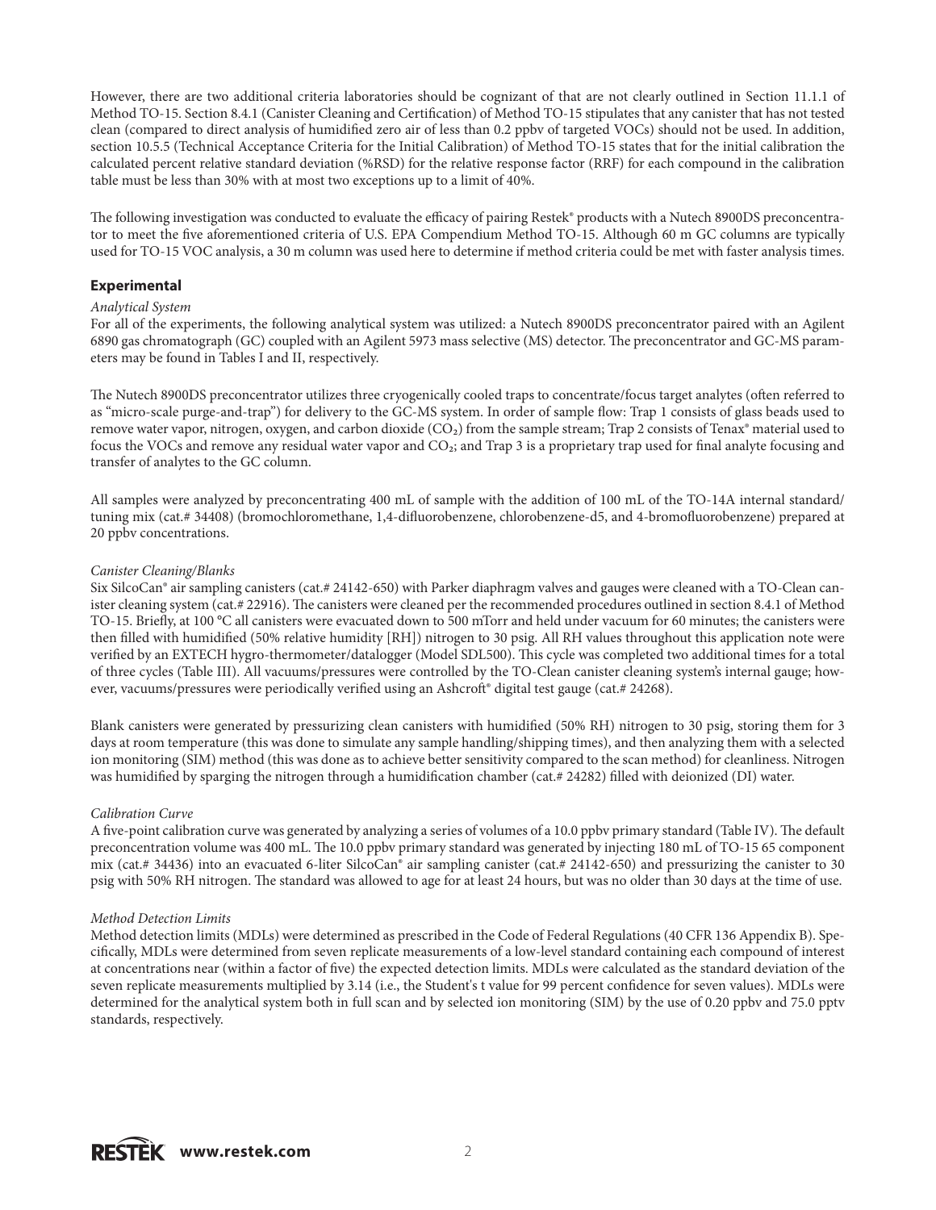However, there are two additional criteria laboratories should be cognizant of that are not clearly outlined in Section 11.1.1 of Method TO-15. Section 8.4.1 (Canister Cleaning and Certification) of Method TO-15 stipulates that any canister that has not tested clean (compared to direct analysis of humidified zero air of less than 0.2 ppbv of targeted VOCs) should not be used. In addition, section 10.5.5 (Technical Acceptance Criteria for the Initial Calibration) of Method TO-15 states that for the initial calibration the calculated percent relative standard deviation (%RSD) for the relative response factor (RRF) for each compound in the calibration table must be less than 30% with at most two exceptions up to a limit of 40%.

The following investigation was conducted to evaluate the efficacy of pairing Restek® products with a Nutech 8900DS preconcentrator to meet the five aforementioned criteria of U.S. EPA Compendium Method TO-15. Although 60 m GC columns are typically used for TO-15 VOC analysis, a 30 m column was used here to determine if method criteria could be met with faster analysis times.

## Experimental

*Analytical System*

For all of the experiments, the following analytical system was utilized: a Nutech 8900DS preconcentrator paired with an Agilent 6890 gas chromatograph (GC) coupled with an Agilent 5973 mass selective (MS) detector. The preconcentrator and GC-MS parameters may be found in Tables I and II, respectively.

The Nutech 8900DS preconcentrator utilizes three cryogenically cooled traps to concentrate/focus target analytes (often referred to as "micro-scale purge-and-trap") for delivery to the GC-MS system. In order of sample flow: Trap 1 consists of glass beads used to remove water vapor, nitrogen, oxygen, and carbon dioxide ($CO_2$) from the sample stream; Trap 2 consists of Tenax® material used to focus the VOCs and remove any residual water vapor and $CO_2$; and Trap 3 is a proprietary trap used for final analyte focusing and transfer of analytes to the GC column.

All samples were analyzed by preconcentrating 400 mL of sample with the addition of 100 mL of the TO-14A internal standard/tuning mix (cat.# 34408) (bromochloromethane, 1,4-difluorobenzene, chlorobenzene-d5, and 4-bromofluorobenzene) prepared at 20 ppbv concentrations.

*Canister Cleaning/Blanks*

Six SilcoCan® air sampling canisters (cat.# 24142-650) with Parker diaphragm valves and gauges were cleaned with a TO-Clean canister cleaning system (cat.# 22916). The canisters were cleaned per the recommended procedures outlined in section 8.4.1 of Method TO-15. Briefly, at 100 °C all canisters were evacuated down to 500 mTorr and held under vacuum for 60 minutes; the canisters were then filled with humidified (50% relative humidity [RH]) nitrogen to 30 psig. All RH values throughout this application note were verified by an EXTECH hygro-thermometer/datalogger (Model SDL500). This cycle was completed two additional times for a total of three cycles (Table III). All vacuums/pressures were controlled by the TO-Clean canister cleaning system's internal gauge; however, vacuums/pressures were periodically verified using an Ashcroft® digital test gauge (cat.# 24268).

Blank canisters were generated by pressurizing clean canisters with humidified (50% RH) nitrogen to 30 psig, storing them for 3 days at room temperature (this was done to simulate any sample handling/shipping times), and then analyzing them with a selected ion monitoring (SIM) method (this was done as to achieve better sensitivity compared to the scan method) for cleanliness. Nitrogen was humidified by sparging the nitrogen through a humidification chamber (cat.# 24282) filled with deionized (DI) water.

*Calibration Curve*

A five-point calibration curve was generated by analyzing a series of volumes of a 10.0 ppbv primary standard (Table IV). The default preconcentration volume was 400 mL. The 10.0 ppbv primary standard was generated by injecting 180 mL of TO-15 65 component mix (cat.# 34436) into an evacuated 6-liter SilcoCan® air sampling canister (cat.# 24142-650) and pressurizing the canister to 30 psig with 50% RH nitrogen. The standard was allowed to age for at least 24 hours, but was no older than 30 days at the time of use.

*Method Detection Limits*

Method detection limits (MDLs) were determined as prescribed in the Code of Federal Regulations (40 CFR 136 Appendix B). Specifically, MDLs were determined from seven replicate measurements of a low-level standard containing each compound of interest at concentrations near (within a factor of five) the expected detection limits. MDLs were calculated as the standard deviation of the seven replicate measurements multiplied by 3.14 (i.e., the Student's t value for 99 percent confidence for seven values). MDLs were determined for the analytical system both in full scan and by selected ion monitoring (SIM) by the use of 0.20 ppbv and 75.0 pptv standards, respectively.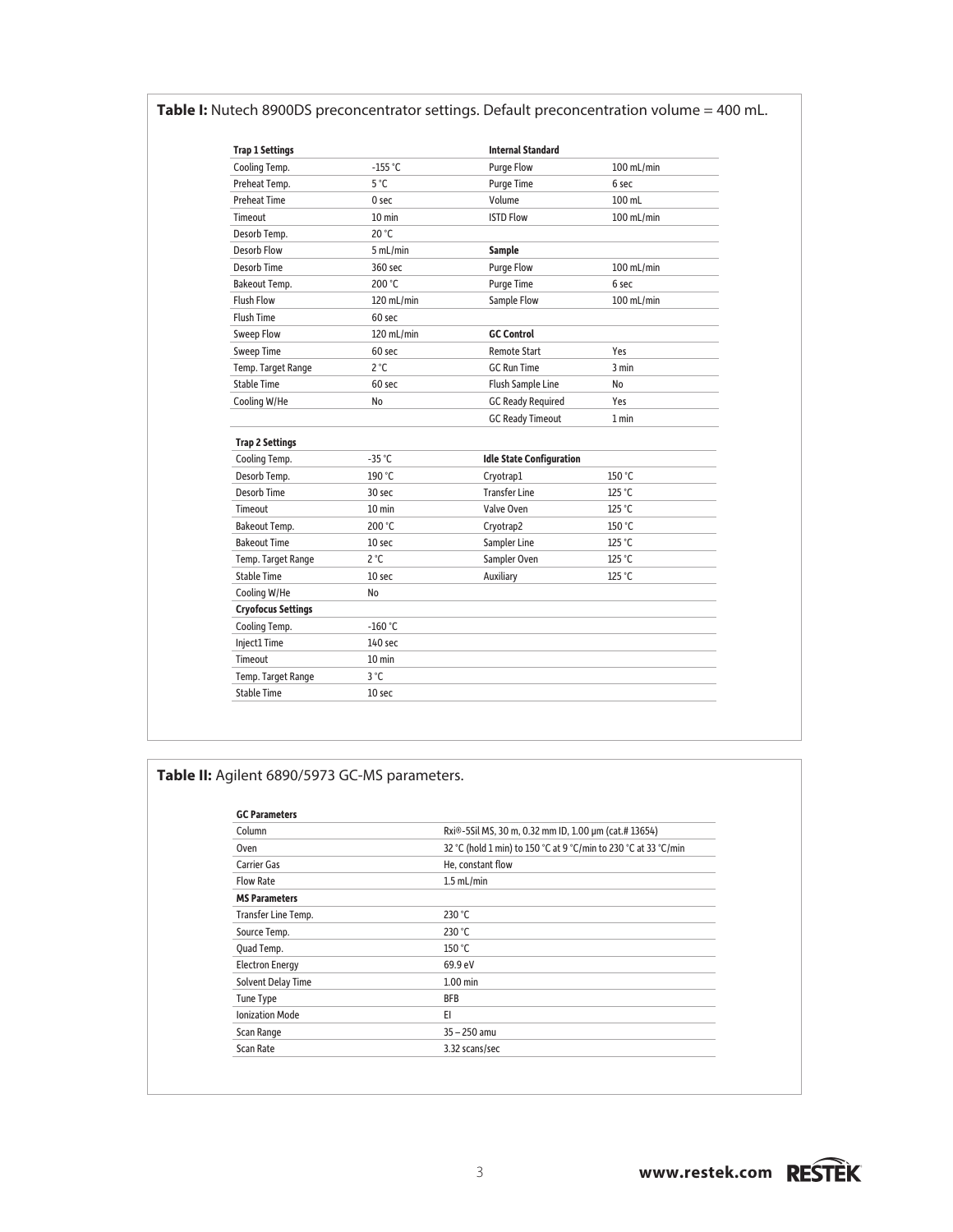**Table I:** Nutech 8900DS preconcentrator settings. Default preconcentration volume = 400 mL.

| **Trap 1 Settings** | | **Internal Standard** | |
|---|---|---|---|
| Cooling Temp. | -155 °C | Purge Flow | 100 mL/min |
| Preheat Temp. | 5 °C | Purge Time | 6 sec |
| Preheat Time | 0 sec | Volume | 100 mL |
| Timeout | 10 min | ISTD Flow | 100 mL/min |
| Desorb Temp. | 20 °C | | |
| Desorb Flow | 5 mL/min | **Sample** | |
| Desorb Time | 360 sec | Purge Flow | 100 mL/min |
| Bakeout Temp. | 200 °C | Purge Time | 6 sec |
| Flush Flow | 120 mL/min | Sample Flow | 100 mL/min |
| Flush Time | 60 sec | | |
| Sweep Flow | 120 mL/min | **GC Control** | |
| Sweep Time | 60 sec | Remote Start | Yes |
| Temp. Target Range | 2 °C | GC Run Time | 3 min |
| Stable Time | 60 sec | Flush Sample Line | No |
| Cooling W/He | No | GC Ready Required | Yes |
| | | GC Ready Timeout | 1 min |

| **Trap 2 Settings** | | **Idle State Configuration** | |
|---|---|---|---|
| Cooling Temp. | -35 °C | Cryotrap1 | 150 °C |
| Desorb Temp. | 190 °C | Transfer Line | 125 °C |
| Desorb Time | 30 sec | Valve Oven | 125 °C |
| Timeout | 10 min | Cryotrap2 | 150 °C |
| Bakeout Temp. | 200 °C | Sampler Line | 125 °C |
| Bakeout Time | 10 sec | Sampler Oven | 125 °C |
| Temp. Target Range | 2 °C | Auxiliary | 125 °C |
| Stable Time | 10 sec | | |
| Cooling W/He | No | | |
| **Cryofocus Settings** | | | |
| Cooling Temp. | -160 °C | | |
| Inject1 Time | 140 sec | | |
| Timeout | 10 min | | |
| Temp. Target Range | 3 °C | | |
| Stable Time | 10 sec | | |

**Table II:** Agilent 6890/5973 GC-MS parameters.

| **GC Parameters** | |
|---|---|
| Column | Rxi®-5Sil MS, 30 m, 0.32 mm ID, 1.00 µm (cat.# 13654) |
| Oven | 32 °C (hold 1 min) to 150 °C at 9 °C/min to 230 °C at 33 °C/min |
| Carrier Gas | He, constant flow |
| Flow Rate | 1.5 mL/min |
| **MS Parameters** | |
| Transfer Line Temp. | 230 °C |
| Source Temp. | 230 °C |
| Quad Temp. | 150 °C |
| Electron Energy | 69.9 eV |
| Solvent Delay Time | 1.00 min |
| Tune Type | BFB |
| Ionization Mode | EI |
| Scan Range | 35 – 250 amu |
| Scan Rate | 3.32 scans/sec |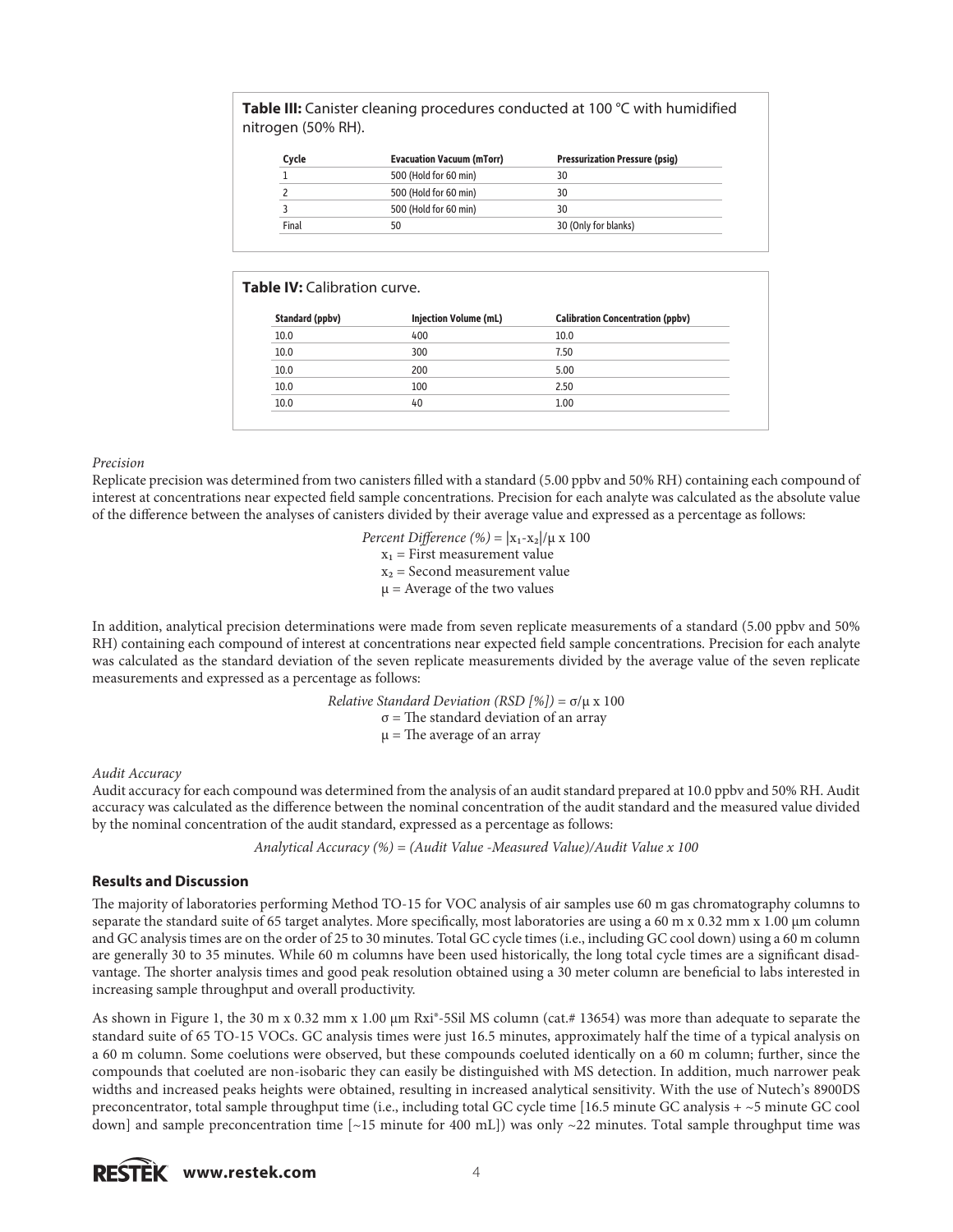**Table III:** Canister cleaning procedures conducted at 100 °C with humidified nitrogen (50% RH).

| Cycle | Evacuation Vacuum (mTorr) | Pressurization Pressure (psig) |
|---|---|---|
| 1 | 500 (Hold for 60 min) | 30 |
| 2 | 500 (Hold for 60 min) | 30 |
| 3 | 500 (Hold for 60 min) | 30 |
| Final | 50 | 30 (Only for blanks) |

**Table IV:** Calibration curve.

| Standard (ppbv) | Injection Volume (mL) | Calibration Concentration (ppbv) |
|---|---|---|
| 10.0 | 400 | 10.0 |
| 10.0 | 300 | 7.50 |
| 10.0 | 200 | 5.00 |
| 10.0 | 100 | 2.50 |
| 10.0 | 40 | 1.00 |

*Precision*

Replicate precision was determined from two canisters filled with a standard (5.00 ppbv and 50% RH) containing each compound of interest at concentrations near expected field sample concentrations. Precision for each analyte was calculated as the absolute value of the difference between the analyses of canisters divided by their average value and expressed as a percentage as follows:

$$\textit{Percent Difference (\%)} = |x_1 - x_2|/\mu \times 100$$

$x_1$ = First measurement value
$x_2$ = Second measurement value
$\mu$ = Average of the two values

In addition, analytical precision determinations were made from seven replicate measurements of a standard (5.00 ppbv and 50% RH) containing each compound of interest at concentrations near expected field sample concentrations. Precision for each analyte was calculated as the standard deviation of the seven replicate measurements divided by the average value of the seven replicate measurements and expressed as a percentage as follows:

$$\textit{Relative Standard Deviation (RSD [\%])} = \sigma/\mu \times 100$$

$\sigma$ = The standard deviation of an array
$\mu$ = The average of an array

*Audit Accuracy*

Audit accuracy for each compound was determined from the analysis of an audit standard prepared at 10.0 ppbv and 50% RH. Audit accuracy was calculated as the difference between the nominal concentration of the audit standard and the measured value divided by the nominal concentration of the audit standard, expressed as a percentage as follows:

*Analytical Accuracy (%) = (Audit Value -Measured Value)/Audit Value x 100*

## Results and Discussion

The majority of laboratories performing Method TO-15 for VOC analysis of air samples use 60 m gas chromatography columns to separate the standard suite of 65 target analytes. More specifically, most laboratories are using a 60 m x 0.32 mm x 1.00 µm column and GC analysis times are on the order of 25 to 30 minutes. Total GC cycle times (i.e., including GC cool down) using a 60 m column are generally 30 to 35 minutes. While 60 m columns have been used historically, the long total cycle times are a significant disadvantage. The shorter analysis times and good peak resolution obtained using a 30 meter column are beneficial to labs interested in increasing sample throughput and overall productivity.

As shown in Figure 1, the 30 m x 0.32 mm x 1.00 µm Rxi®-5Sil MS column (cat.# 13654) was more than adequate to separate the standard suite of 65 TO-15 VOCs. GC analysis times were just 16.5 minutes, approximately half the time of a typical analysis on a 60 m column. Some coelutions were observed, but these compounds coeluted identically on a 60 m column; further, since the compounds that coeluted are non-isobaric they can easily be distinguished with MS detection. In addition, much narrower peak widths and increased peaks heights were obtained, resulting in increased analytical sensitivity. With the use of Nutech's 8900DS preconcentrator, total sample throughput time (i.e., including total GC cycle time [16.5 minute GC analysis + ~5 minute GC cool down] and sample preconcentration time [~15 minute for 400 mL]) was only ~22 minutes. Total sample throughput time was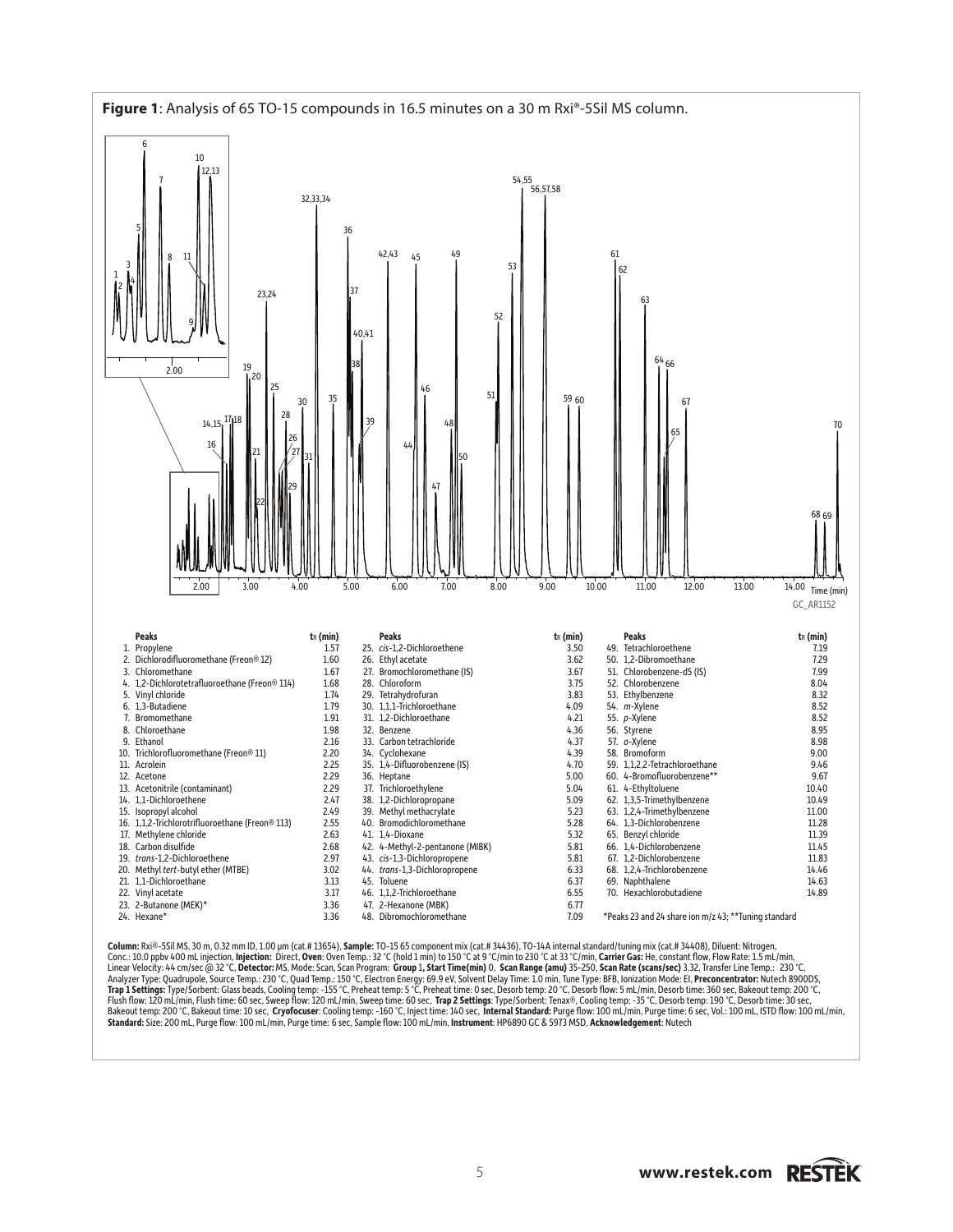**Figure 1**: Analysis of 65 TO-15 compounds in 16.5 minutes on a 30 m Rxi®-5Sil MS column.

| Peaks | $t_R$ (min) | Peaks | $t_R$ (min) | Peaks | $t_R$ (min) |
|---|---|---|---|---|---|
| 1. Propylene | 1.57 | 25. *cis*-1,2-Dichloroethene | 3.50 | 49. Tetrachloroethene | 7.19 |
| 2. Dichlorodifluoromethane (Freon® 12) | 1.60 | 26. Ethyl acetate | 3.62 | 50. 1,2-Dibromoethane | 7.29 |
| 3. Chloromethane | 1.67 | 27. Bromochloromethane (IS) | 3.67 | 51. Chlorobenzene-d5 (IS) | 7.99 |
| 4. 1,2-Dichlorotetrafluoroethane (Freon® 114) | 1.68 | 28. Chloroform | 3.75 | 52. Chlorobenzene | 8.04 |
| 5. Vinyl chloride | 1.74 | 29. Tetrahydrofuran | 3.83 | 53. Ethylbenzene | 8.32 |
| 6. 1,3-Butadiene | 1.79 | 30. 1,1,1-Trichloroethane | 4.09 | 54. *m*-Xylene | 8.52 |
| 7. Bromomethane | 1.91 | 31. 1,2-Dichloroethane | 4.21 | 55. *p*-Xylene | 8.52 |
| 8. Chloroethane | 1.98 | 32. Benzene | 4.36 | 56. Styrene | 8.95 |
| 9. Ethanol | 2.16 | 33. Carbon tetrachloride | 4.37 | 57. *o*-Xylene | 8.98 |
| 10. Trichlorofluoromethane (Freon® 11) | 2.20 | 34. Cyclohexane | 4.39 | 58. Bromoform | 9.00 |
| 11. Acrolein | 2.25 | 35. 1,4-Difluorobenzene (IS) | 4.70 | 59. 1,1,2,2-Tetrachloroethane | 9.46 |
| 12. Acetone | 2.29 | 36. Heptane | 5.00 | 60. 4-Bromofluorobenzene** | 9.67 |
| 13. Acetonitrile (contaminant) | 2.29 | 37. Trichloroethylene | 5.04 | 61. 4-Ethyltoluene | 10.40 |
| 14. 1,1-Dichloroethene | 2.47 | 38. 1,2-Dichloropropane | 5.09 | 62. 1,3,5-Trimethylbenzene | 10.49 |
| 15. Isopropyl alcohol | 2.49 | 39. Methyl methacrylate | 5.23 | 63. 1,2,4-Trimethylbenzene | 11.00 |
| 16. 1,1,2-Trichlorotrifluoroethane (Freon® 113) | 2.55 | 40. Bromodichloromethane | 5.28 | 64. 1,3-Dichlorobenzene | 11.28 |
| 17. Methylene chloride | 2.63 | 41. 1,4-Dioxane | 5.32 | 65. Benzyl chloride | 11.39 |
| 18. Carbon disulfide | 2.68 | 42. 4-Methyl-2-pentanone (MIBK) | 5.81 | 66. 1,4-Dichlorobenzene | 11.45 |
| 19. *trans*-1,2-Dichloroethene | 2.97 | 43. *cis*-1,3-Dichloropropene | 5.81 | 67. 1,2-Dichlorobenzene | 11.83 |
| 20. Methyl *tert*-butyl ether (MTBE) | 3.02 | 44. *trans*-1,3-Dichloropropene | 6.33 | 68. 1,2,4-Trichlorobenzene | 14.46 |
| 21. 1,1-Dichloroethane | 3.13 | 45. Toluene | 6.37 | 69. Naphthalene | 14.63 |
| 22. Vinyl acetate | 3.17 | 46. 1,1,2-Trichloroethane | 6.55 | 70. Hexachlorobutadiene | 14.89 |
| 23. 2-Butanone (MEK)* | 3.36 | 47. 2-Hexanone (MBK) | 6.77 | | |
| 24. Hexane* | 3.36 | 48. Dibromochloromethane | 7.09 | | |

*Peaks 23 and 24 share ion m/z 43; **Tuning standard

**Column:** Rxi®-5Sil MS, 30 m, 0.32 mm ID, 1.00 µm (cat.# 13654), **Sample:** TO-15 65 component mix (cat.# 34436), TO-14A internal standard/tuning mix (cat.# 34408), Diluent: Nitrogen, Conc.: 10.0 ppbv 400 mL injection, **Injection:** Direct, **Oven**: Oven Temp.: 32 °C (hold 1 min) to 150 °C at 9 °C/min to 230 °C at 33 °C/min, **Carrier Gas:** He, constant flow, Flow Rate: 1.5 mL/min, Linear Velocity: 44 cm/sec @ 32 °C, **Detector:** MS, Mode: Scan, Scan Program: **Group 1, Start Time(min)** 0, **Scan Range (amu)** 35-250, **Scan Rate (scans/sec)** 3.32, Transfer Line Temp.: 230 °C, Analyzer Type: Quadrupole, Source Temp.: 230 °C, Quad Temp.: 150 °C, Electron Energy: 69.9 eV, Solvent Delay Time: 1.0 min, Tune Type: BFB, Ionization Mode: EI, **Preconcentrator:** Nutech 8900DS, **Trap 1 Settings:** Type/Sorbent: Glass beads, Cooling temp: -155 °C, Preheat temp: 5 °C, Preheat time: 0 sec, Desorb temp: 20 °C, Desorb flow: 5 mL/min, Desorb time: 360 sec, Bakeout temp: 200 °C, Flush flow: 120 mL/min, Flush time: 60 sec, Sweep flow: 120 mL/min, Sweep time: 60 sec, **Trap 2 Settings**: Type/Sorbent: Tenax®, Cooling temp: -35 °C, Desorb temp: 190 °C, Desorb time: 30 sec, Bakeout temp: 200 °C, Bakeout time: 10 sec, **Cryofocuser**: Cooling temp: -160 °C, Inject time: 140 sec, **Internal Standard:** Purge flow: 100 mL/min, Purge time: 6 sec, Vol.: 100 mL, ISTD flow: 100 mL/min, **Standard:** Size: 200 mL, Purge flow: 100 mL/min, Purge time: 6 sec, Sample flow: 100 mL/min, **Instrument**: HP6890 GC & 5973 MSD, **Acknowledgement**: Nutech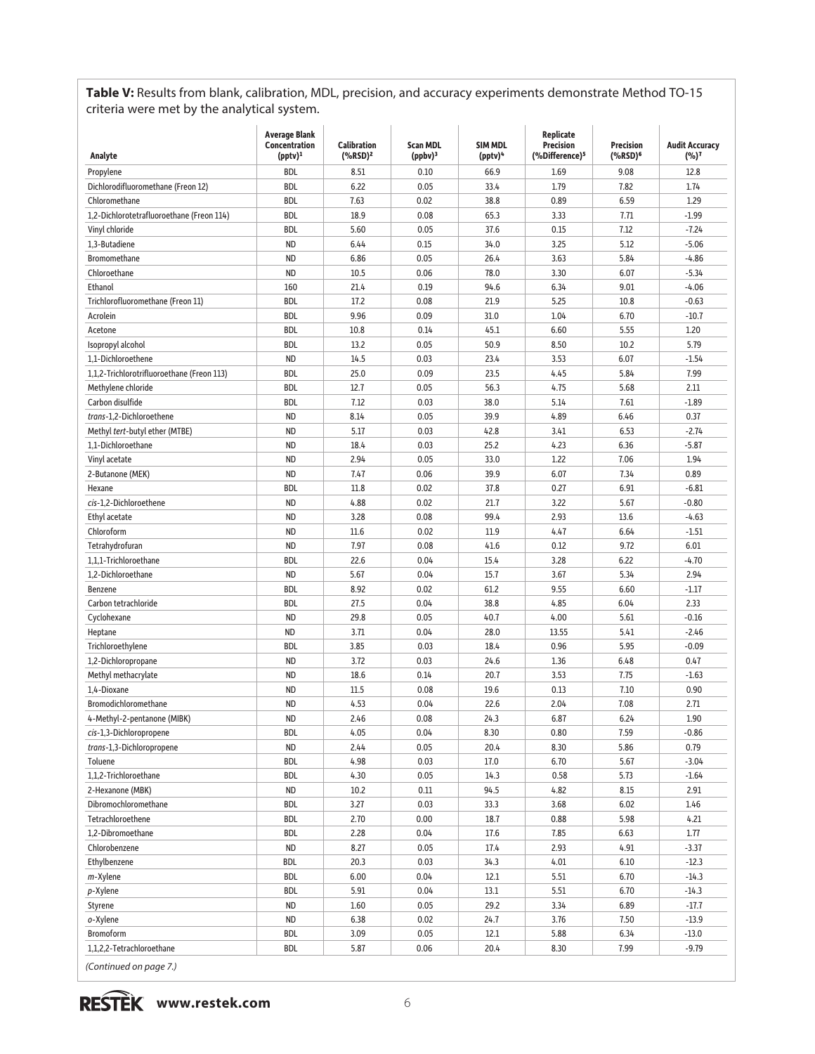**Table V:** Results from blank, calibration, MDL, precision, and accuracy experiments demonstrate Method TO-15 criteria were met by the analytical system.

| Analyte | Average Blank Concentration (pptv)[1] | Calibration (%RSD)[2] | Scan MDL (ppbv)[3] | SIM MDL (pptv)[4] | Replicate Precision (%Difference)[5] | Precision (%RSD)[6] | Audit Accuracy (%)[7] |
|---|---|---|---|---|---|---|---|
| Propylene | BDL | 8.51 | 0.10 | 66.9 | 1.69 | 9.08 | 12.8 |
| Dichlorodifluoromethane (Freon 12) | BDL | 6.22 | 0.05 | 33.4 | 1.79 | 7.82 | 1.74 |
| Chloromethane | BDL | 7.63 | 0.02 | 38.8 | 0.89 | 6.59 | 1.29 |
| 1,2-Dichlorotetrafluoroethane (Freon 114) | BDL | 18.9 | 0.08 | 65.3 | 3.33 | 7.71 | -1.99 |
| Vinyl chloride | BDL | 5.60 | 0.05 | 37.6 | 0.15 | 7.12 | -7.24 |
| 1,3-Butadiene | ND | 6.44 | 0.15 | 34.0 | 3.25 | 5.12 | -5.06 |
| Bromomethane | ND | 6.86 | 0.05 | 26.4 | 3.63 | 5.84 | -4.86 |
| Chloroethane | ND | 10.5 | 0.06 | 78.0 | 3.30 | 6.07 | -5.34 |
| Ethanol | 160 | 21.4 | 0.19 | 94.6 | 6.34 | 9.01 | -4.06 |
| Trichlorofluoromethane (Freon 11) | BDL | 17.2 | 0.08 | 21.9 | 5.25 | 10.8 | -0.63 |
| Acrolein | BDL | 9.96 | 0.09 | 31.0 | 1.04 | 6.70 | -10.7 |
| Acetone | BDL | 10.8 | 0.14 | 45.1 | 6.60 | 5.55 | 1.20 |
| Isopropyl alcohol | BDL | 13.2 | 0.05 | 50.9 | 8.50 | 10.2 | 5.79 |
| 1,1-Dichloroethene | ND | 14.5 | 0.03 | 23.4 | 3.53 | 6.07 | -1.54 |
| 1,1,2-Trichlorotrifluoroethane (Freon 113) | BDL | 25.0 | 0.09 | 23.5 | 4.45 | 5.84 | 7.99 |
| Methylene chloride | BDL | 12.7 | 0.05 | 56.3 | 4.75 | 5.68 | 2.11 |
| Carbon disulfide | BDL | 7.12 | 0.03 | 38.0 | 5.14 | 7.61 | -1.89 |
| *trans*-1,2-Dichloroethene | ND | 8.14 | 0.05 | 39.9 | 4.89 | 6.46 | 0.37 |
| Methyl *tert*-butyl ether (MTBE) | ND | 5.17 | 0.03 | 42.8 | 3.41 | 6.53 | -2.74 |
| 1,1-Dichloroethane | ND | 18.4 | 0.03 | 25.2 | 4.23 | 6.36 | -5.87 |
| Vinyl acetate | ND | 2.94 | 0.05 | 33.0 | 1.22 | 7.06 | 1.94 |
| 2-Butanone (MEK) | ND | 7.47 | 0.06 | 39.9 | 6.07 | 7.34 | 0.89 |
| Hexane | BDL | 11.8 | 0.02 | 37.8 | 0.27 | 6.91 | -6.81 |
| *cis*-1,2-Dichloroethene | ND | 4.88 | 0.02 | 21.7 | 3.22 | 5.67 | -0.80 |
| Ethyl acetate | ND | 3.28 | 0.08 | 99.4 | 2.93 | 13.6 | -4.63 |
| Chloroform | ND | 11.6 | 0.02 | 11.9 | 4.47 | 6.64 | -1.51 |
| Tetrahydrofuran | ND | 7.97 | 0.08 | 41.6 | 0.12 | 9.72 | 6.01 |
| 1,1,1-Trichloroethane | BDL | 22.6 | 0.04 | 15.4 | 3.28 | 6.22 | -4.70 |
| 1,2-Dichloroethane | ND | 5.67 | 0.04 | 15.7 | 3.67 | 5.34 | 2.94 |
| Benzene | BDL | 8.92 | 0.02 | 61.2 | 9.55 | 6.60 | -1.17 |
| Carbon tetrachloride | BDL | 27.5 | 0.04 | 38.8 | 4.85 | 6.04 | 2.33 |
| Cyclohexane | ND | 29.8 | 0.05 | 40.7 | 4.00 | 5.61 | -0.16 |
| Heptane | ND | 3.71 | 0.04 | 28.0 | 13.55 | 5.41 | -2.46 |
| Trichloroethylene | BDL | 3.85 | 0.03 | 18.4 | 0.96 | 5.95 | -0.09 |
| 1,2-Dichloropropane | ND | 3.72 | 0.03 | 24.6 | 1.36 | 6.48 | 0.47 |
| Methyl methacrylate | ND | 18.6 | 0.14 | 20.7 | 3.53 | 7.75 | -1.63 |
| 1,4-Dioxane | ND | 11.5 | 0.08 | 19.6 | 0.13 | 7.10 | 0.90 |
| Bromodichloromethane | ND | 4.53 | 0.04 | 22.6 | 2.04 | 7.08 | 2.71 |
| 4-Methyl-2-pentanone (MIBK) | ND | 2.46 | 0.08 | 24.3 | 6.87 | 6.24 | 1.90 |
| *cis*-1,3-Dichloropropene | BDL | 4.05 | 0.04 | 8.30 | 0.80 | 7.59 | -0.86 |
| *trans*-1,3-Dichloropropene | ND | 2.44 | 0.05 | 20.4 | 8.30 | 5.86 | 0.79 |
| Toluene | BDL | 4.98 | 0.03 | 17.0 | 6.70 | 5.67 | -3.04 |
| 1,1,2-Trichloroethane | BDL | 4.30 | 0.05 | 14.3 | 0.58 | 5.73 | -1.64 |
| 2-Hexanone (MBK) | ND | 10.2 | 0.11 | 94.5 | 4.82 | 8.15 | 2.91 |
| Dibromochloromethane | BDL | 3.27 | 0.03 | 33.3 | 3.68 | 6.02 | 1.46 |
| Tetrachloroethene | BDL | 2.70 | 0.00 | 18.7 | 0.88 | 5.98 | 4.21 |
| 1,2-Dibromoethane | BDL | 2.28 | 0.04 | 17.6 | 7.85 | 6.63 | 1.77 |
| Chlorobenzene | ND | 8.27 | 0.05 | 17.4 | 2.93 | 4.91 | -3.37 |
| Ethylbenzene | BDL | 20.3 | 0.03 | 34.3 | 4.01 | 6.10 | -12.3 |
| *m*-Xylene | BDL | 6.00 | 0.04 | 12.1 | 5.51 | 6.70 | -14.3 |
| *p*-Xylene | BDL | 5.91 | 0.04 | 13.1 | 5.51 | 6.70 | -14.3 |
| Styrene | ND | 1.60 | 0.05 | 29.2 | 3.34 | 6.89 | -17.7 |
| *o*-Xylene | ND | 6.38 | 0.02 | 24.7 | 3.76 | 7.50 | -13.9 |
| Bromoform | BDL | 3.09 | 0.05 | 12.1 | 5.88 | 6.34 | -13.0 |
| 1,1,2,2-Tetrachloroethane | BDL | 5.87 | 0.06 | 20.4 | 8.30 | 7.99 | -9.79 |

*(Continued on page 7.)*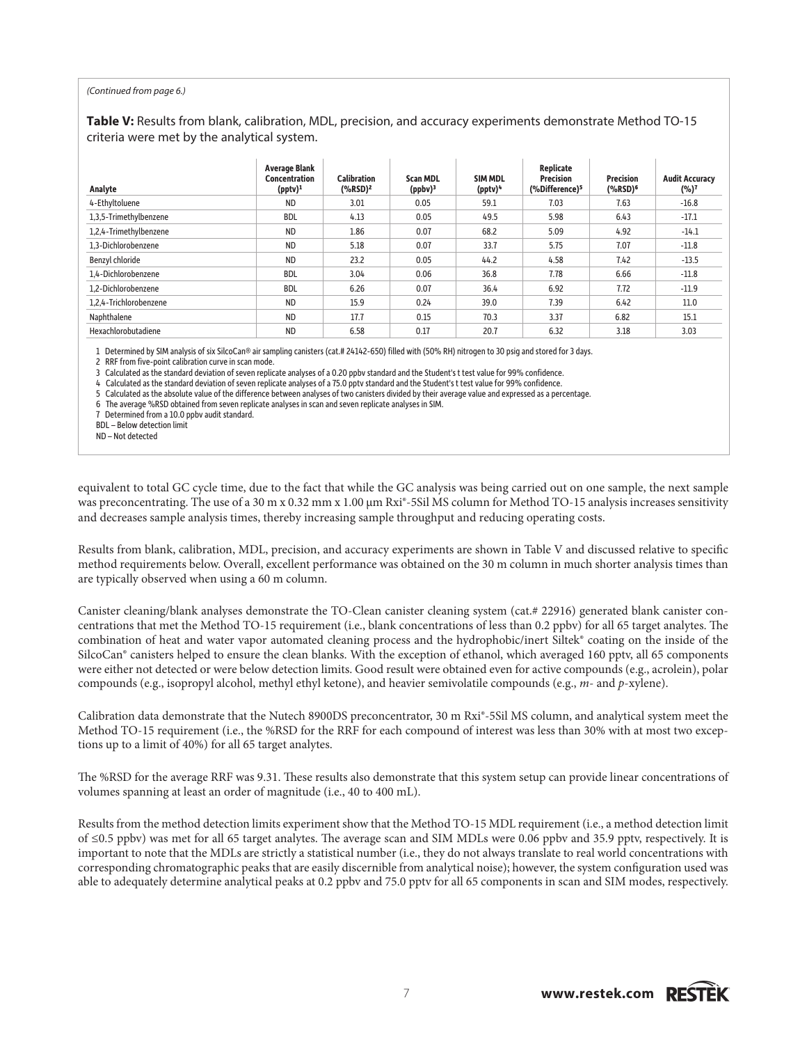*(Continued from page 6.)*

**Table V:** Results from blank, calibration, MDL, precision, and accuracy experiments demonstrate Method TO-15 criteria were met by the analytical system.

| Analyte | Average Blank Concentration (pptv)[1] | Calibration (%RSD)[2] | Scan MDL (ppbv)[3] | SIM MDL (pptv)[4] | Replicate Precision (%Difference)[5] | Precision (%RSD)[6] | Audit Accuracy (%)[7] |
|---|---|---|---|---|---|---|---|
| 4-Ethyltoluene | ND | 3.01 | 0.05 | 59.1 | 7.03 | 7.63 | -16.8 |
| 1,3,5-Trimethylbenzene | BDL | 4.13 | 0.05 | 49.5 | 5.98 | 6.43 | -17.1 |
| 1,2,4-Trimethylbenzene | ND | 1.86 | 0.07 | 68.2 | 5.09 | 4.92 | -14.1 |
| 1,3-Dichlorobenzene | ND | 5.18 | 0.07 | 33.7 | 5.75 | 7.07 | -11.8 |
| Benzyl chloride | ND | 23.2 | 0.05 | 44.2 | 4.58 | 7.42 | -13.5 |
| 1,4-Dichlorobenzene | BDL | 3.04 | 0.06 | 36.8 | 7.78 | 6.66 | -11.8 |
| 1,2-Dichlorobenzene | BDL | 6.26 | 0.07 | 36.4 | 6.92 | 7.72 | -11.9 |
| 1,2,4-Trichlorobenzene | ND | 15.9 | 0.24 | 39.0 | 7.39 | 6.42 | 11.0 |
| Naphthalene | ND | 17.7 | 0.15 | 70.3 | 3.37 | 6.82 | 15.1 |
| Hexachlorobutadiene | ND | 6.58 | 0.17 | 20.7 | 6.32 | 3.18 | 3.03 |

1 Determined by SIM analysis of six SilcoCan® air sampling canisters (cat.# 24142-650) filled with (50% RH) nitrogen to 30 psig and stored for 3 days.
2 RRF from five-point calibration curve in scan mode.
3 Calculated as the standard deviation of seven replicate analyses of a 0.20 ppbv standard and the Student's t test value for 99% confidence.
4 Calculated as the standard deviation of seven replicate analyses of a 75.0 pptv standard and the Student's t test value for 99% confidence.
5 Calculated as the absolute value of the difference between analyses of two canisters divided by their average value and expressed as a percentage.
6 The average %RSD obtained from seven replicate analyses in scan and seven replicate analyses in SIM.
7 Determined from a 10.0 ppbv audit standard.
BDL – Below detection limit
ND – Not detected

equivalent to total GC cycle time, due to the fact that while the GC analysis was being carried out on one sample, the next sample was preconcentrating. The use of a 30 m x 0.32 mm x 1.00 µm Rxi®-5Sil MS column for Method TO-15 analysis increases sensitivity and decreases sample analysis times, thereby increasing sample throughput and reducing operating costs.

Results from blank, calibration, MDL, precision, and accuracy experiments are shown in Table V and discussed relative to specific method requirements below. Overall, excellent performance was obtained on the 30 m column in much shorter analysis times than are typically observed when using a 60 m column.

Canister cleaning/blank analyses demonstrate the TO-Clean canister cleaning system (cat.# 22916) generated blank canister concentrations that met the Method TO-15 requirement (i.e., blank concentrations of less than 0.2 ppbv) for all 65 target analytes. The combination of heat and water vapor automated cleaning process and the hydrophobic/inert Siltek® coating on the inside of the SilcoCan® canisters helped to ensure the clean blanks. With the exception of ethanol, which averaged 160 pptv, all 65 components were either not detected or were below detection limits. Good result were obtained even for active compounds (e.g., acrolein), polar compounds (e.g., isopropyl alcohol, methyl ethyl ketone), and heavier semivolatile compounds (e.g., *m*- and *p*-xylene).

Calibration data demonstrate that the Nutech 8900DS preconcentrator, 30 m Rxi®-5Sil MS column, and analytical system meet the Method TO-15 requirement (i.e., the %RSD for the RRF for each compound of interest was less than 30% with at most two exceptions up to a limit of 40%) for all 65 target analytes.

The %RSD for the average RRF was 9.31. These results also demonstrate that this system setup can provide linear concentrations of volumes spanning at least an order of magnitude (i.e., 40 to 400 mL).

Results from the method detection limits experiment show that the Method TO-15 MDL requirement (i.e., a method detection limit of ≤0.5 ppbv) was met for all 65 target analytes. The average scan and SIM MDLs were 0.06 ppbv and 35.9 pptv, respectively. It is important to note that the MDLs are strictly a statistical number (i.e., they do not always translate to real world concentrations with corresponding chromatographic peaks that are easily discernible from analytical noise); however, the system configuration used was able to adequately determine analytical peaks at 0.2 ppbv and 75.0 pptv for all 65 components in scan and SIM modes, respectively.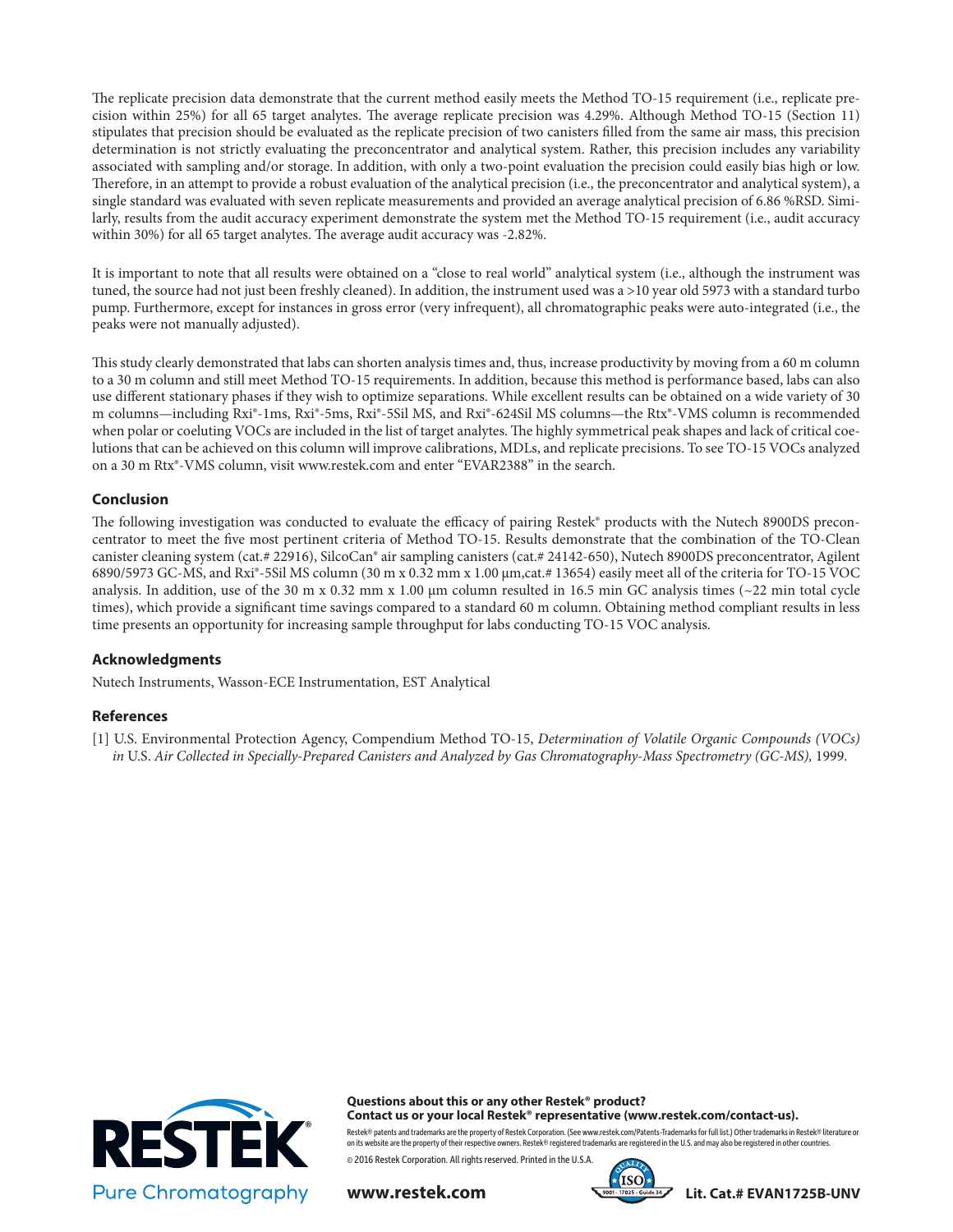The replicate precision data demonstrate that the current method easily meets the Method TO-15 requirement (i.e., replicate precision within 25%) for all 65 target analytes. The average replicate precision was 4.29%. Although Method TO-15 (Section 11) stipulates that precision should be evaluated as the replicate precision of two canisters filled from the same air mass, this precision determination is not strictly evaluating the preconcentrator and analytical system. Rather, this precision includes any variability associated with sampling and/or storage. In addition, with only a two-point evaluation the precision could easily bias high or low. Therefore, in an attempt to provide a robust evaluation of the analytical precision (i.e., the preconcentrator and analytical system), a single standard was evaluated with seven replicate measurements and provided an average analytical precision of 6.86 %RSD. Similarly, results from the audit accuracy experiment demonstrate the system met the Method TO-15 requirement (i.e., audit accuracy within 30%) for all 65 target analytes. The average audit accuracy was -2.82%.

It is important to note that all results were obtained on a "close to real world" analytical system (i.e., although the instrument was tuned, the source had not just been freshly cleaned). In addition, the instrument used was a >10 year old 5973 with a standard turbo pump. Furthermore, except for instances in gross error (very infrequent), all chromatographic peaks were auto-integrated (i.e., the peaks were not manually adjusted).

This study clearly demonstrated that labs can shorten analysis times and, thus, increase productivity by moving from a 60 m column to a 30 m column and still meet Method TO-15 requirements. In addition, because this method is performance based, labs can also use different stationary phases if they wish to optimize separations. While excellent results can be obtained on a wide variety of 30 m columns—including Rxi®-1ms, Rxi®-5ms, Rxi®-5Sil MS, and Rxi®-624Sil MS columns—the Rtx®-VMS column is recommended when polar or coeluting VOCs are included in the list of target analytes. The highly symmetrical peak shapes and lack of critical coelutions that can be achieved on this column will improve calibrations, MDLs, and replicate precisions. To see TO-15 VOCs analyzed on a 30 m Rtx®-VMS column, visit www.restek.com and enter "EVAR2388" in the search.

### Conclusion

The following investigation was conducted to evaluate the efficacy of pairing Restek® products with the Nutech 8900DS preconcentrator to meet the five most pertinent criteria of Method TO-15. Results demonstrate that the combination of the TO-Clean canister cleaning system (cat.# 22916), SilcoCan® air sampling canisters (cat.# 24142-650), Nutech 8900DS preconcentrator, Agilent 6890/5973 GC-MS, and Rxi®-5Sil MS column (30 m x 0.32 mm x 1.00 µm,cat.# 13654) easily meet all of the criteria for TO-15 VOC analysis. In addition, use of the 30 m x 0.32 mm x 1.00 µm column resulted in 16.5 min GC analysis times (~22 min total cycle times), which provide a significant time savings compared to a standard 60 m column. Obtaining method compliant results in less time presents an opportunity for increasing sample throughput for labs conducting TO-15 VOC analysis.

### Acknowledgments

Nutech Instruments, Wasson-ECE Instrumentation, EST Analytical

### References

[1] U.S. Environmental Protection Agency, Compendium Method TO-15, *Determination of Volatile Organic Compounds (VOCs) in* U.S. *Air Collected in Specially-Prepared Canisters and Analyzed by Gas Chromatography-Mass Spectrometry (GC-MS),* 1999.

RESTEK
Pure Chromatography

**Questions about this or any other Restek® product?**
**Contact us or your local Restek® representative (www.restek.com/contact-us).**

Restek® patents and trademarks are the property of Restek Corporation. (See www.restek.com/Patents-Trademarks for full list.) Other trademarks in Restek® literature or on its website are the property of their respective owners. Restek® registered trademarks are registered in the U.S. and may also be registered in other countries.

© 2016 Restek Corporation. All rights reserved. Printed in the U.S.A.

**www.restek.com**

QUALITY ISO 9001 · 17025 · Guide 34

**Lit. Cat.# EVAN1725B-UNV**